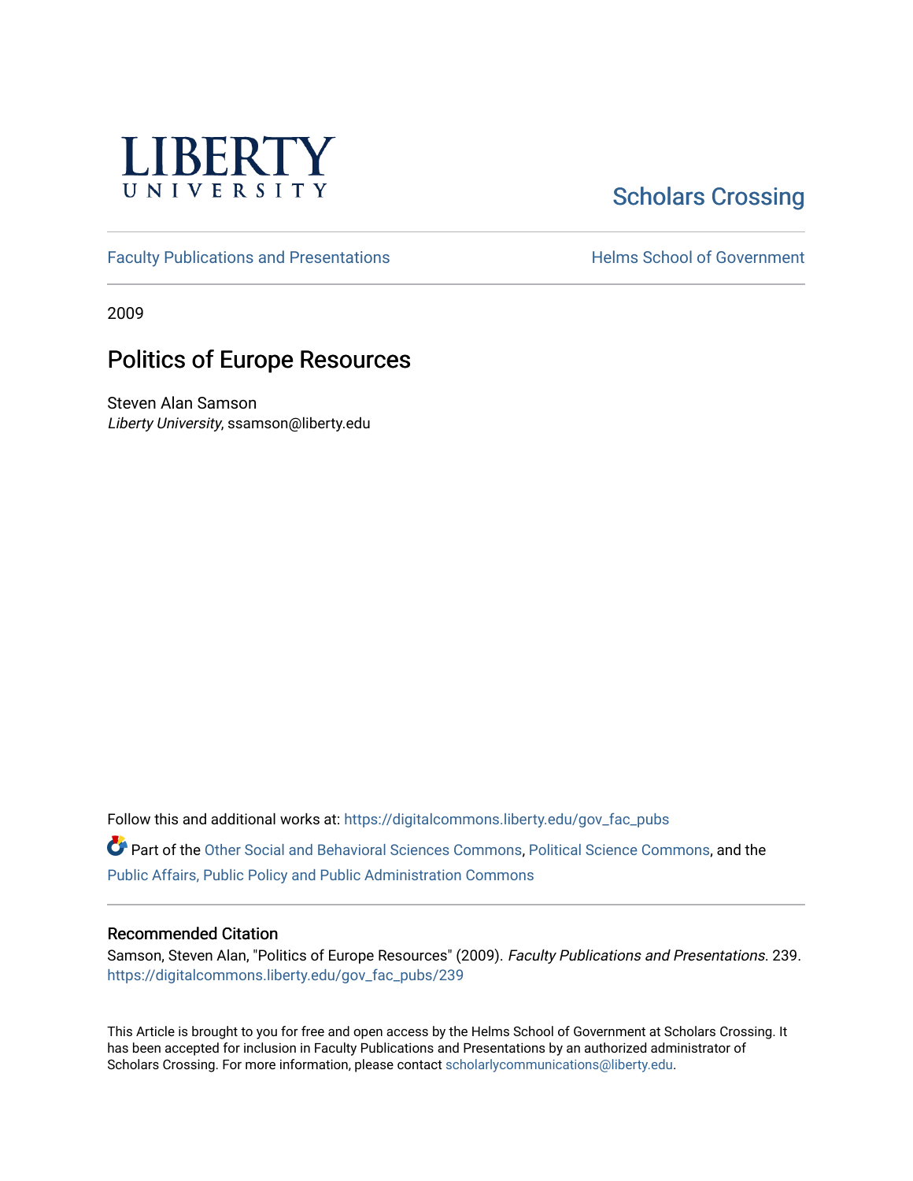LIBERTY UNIVERSITY

Scholars Crossing

Faculty Publications and Presentations

Helms School of Government

2009

# Politics of Europe Resources

Steven Alan Samson
*Liberty University*, ssamson@liberty.edu

Follow this and additional works at: https://digitalcommons.liberty.edu/gov_fac_pubs

Part of the Other Social and Behavioral Sciences Commons, Political Science Commons, and the Public Affairs, Public Policy and Public Administration Commons

## Recommended Citation

Samson, Steven Alan, "Politics of Europe Resources" (2009). *Faculty Publications and Presentations*. 239.
https://digitalcommons.liberty.edu/gov_fac_pubs/239

This Article is brought to you for free and open access by the Helms School of Government at Scholars Crossing. It has been accepted for inclusion in Faculty Publications and Presentations by an authorized administrator of Scholars Crossing. For more information, please contact scholarlycommunications@liberty.edu.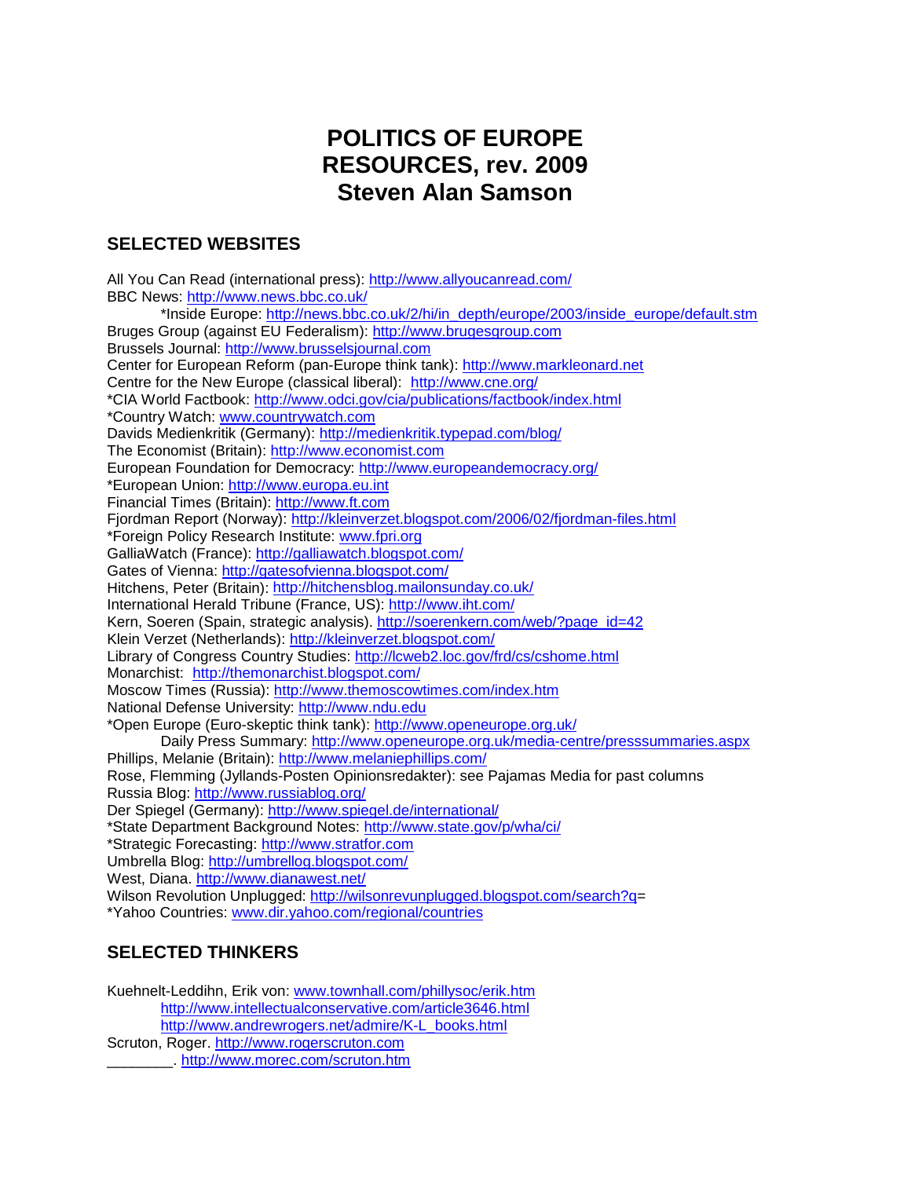# POLITICS OF EUROPE RESOURCES, rev. 2009 Steven Alan Samson

## SELECTED WEBSITES

All You Can Read (international press): http://www.allyoucanread.com/
BBC News: http://www.news.bbc.co.uk/
  *Inside Europe: http://news.bbc.co.uk/2/hi/in_depth/europe/2003/inside_europe/default.stm
Bruges Group (against EU Federalism): http://www.brugesgroup.com
Brussels Journal: http://www.brusselsjournal.com
Center for European Reform (pan-Europe think tank): http://www.markleonard.net
Centre for the New Europe (classical liberal): http://www.cne.org/
*CIA World Factbook: http://www.odci.gov/cia/publications/factbook/index.html
*Country Watch: www.countrywatch.com
Davids Medienkritik (Germany): http://medienkritik.typepad.com/blog/
The Economist (Britain): http://www.economist.com
European Foundation for Democracy: http://www.europeandemocracy.org/
*European Union: http://www.europa.eu.int
Financial Times (Britain): http://www.ft.com
Fjordman Report (Norway): http://kleinverzet.blogspot.com/2006/02/fjordman-files.html
*Foreign Policy Research Institute: www.fpri.org
GalliaWatch (France): http://galliawatch.blogspot.com/
Gates of Vienna: http://gatesofvienna.blogspot.com/
Hitchens, Peter (Britain): http://hitchensblog.mailonsunday.co.uk/
International Herald Tribune (France, US): http://www.iht.com/
Kern, Soeren (Spain, strategic analysis). http://soerenkern.com/web/?page_id=42
Klein Verzet (Netherlands): http://kleinverzet.blogspot.com/
Library of Congress Country Studies: http://lcweb2.loc.gov/frd/cs/cshome.html
Monarchist: http://themonarchist.blogspot.com/
Moscow Times (Russia): http://www.themoscowtimes.com/index.htm
National Defense University: http://www.ndu.edu
*Open Europe (Euro-skeptic think tank): http://www.openeurope.org.uk/
  Daily Press Summary: http://www.openeurope.org.uk/media-centre/presssummaries.aspx
Phillips, Melanie (Britain): http://www.melaniephillips.com/
Rose, Flemming (Jyllands-Posten Opinionsredakter): see Pajamas Media for past columns
Russia Blog: http://www.russiablog.org/
Der Spiegel (Germany): http://www.spiegel.de/international/
*State Department Background Notes: http://www.state.gov/p/wha/ci/
*Strategic Forecasting: http://www.stratfor.com
Umbrella Blog: http://umbrellog.blogspot.com/
West, Diana. http://www.dianawest.net/
Wilson Revolution Unplugged: http://wilsonrevunplugged.blogspot.com/search?q=
*Yahoo Countries: www.dir.yahoo.com/regional/countries

## SELECTED THINKERS

Kuehnelt-Leddihn, Erik von: www.townhall.com/phillysoc/erik.htm
  http://www.intellectualconservative.com/article3646.html
  http://www.andrewrogers.net/admire/K-L_books.html
Scruton, Roger. http://www.rogerscruton.com
________. http://www.morec.com/scruton.htm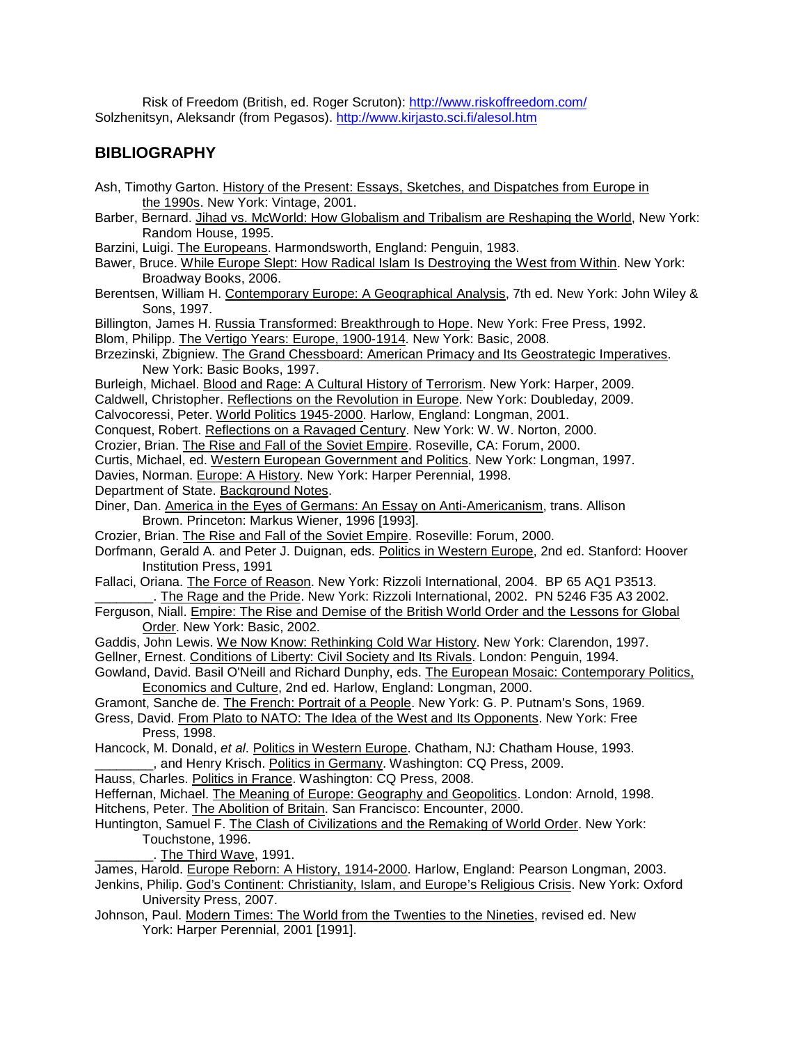Risk of Freedom (British, ed. Roger Scruton): http://www.riskoffreedom.com/
Solzhenitsyn, Aleksandr (from Pegasos). http://www.kirjasto.sci.fi/alesol.htm

## BIBLIOGRAPHY

Ash, Timothy Garton. History of the Present: Essays, Sketches, and Dispatches from Europe in the 1990s. New York: Vintage, 2001.

Barber, Bernard. Jihad vs. McWorld: How Globalism and Tribalism are Reshaping the World, New York: Random House, 1995.

Barzini, Luigi. The Europeans. Harmondsworth, England: Penguin, 1983.

Bawer, Bruce. While Europe Slept: How Radical Islam Is Destroying the West from Within. New York: Broadway Books, 2006.

Berentsen, William H. Contemporary Europe: A Geographical Analysis, 7th ed. New York: John Wiley & Sons, 1997.

Billington, James H. Russia Transformed: Breakthrough to Hope. New York: Free Press, 1992.

Blom, Philipp. The Vertigo Years: Europe, 1900-1914. New York: Basic, 2008.

Brzezinski, Zbigniew. The Grand Chessboard: American Primacy and Its Geostrategic Imperatives. New York: Basic Books, 1997.

Burleigh, Michael. Blood and Rage: A Cultural History of Terrorism. New York: Harper, 2009.

Caldwell, Christopher. Reflections on the Revolution in Europe. New York: Doubleday, 2009.

Calvocoressi, Peter. World Politics 1945-2000. Harlow, England: Longman, 2001.

Conquest, Robert. Reflections on a Ravaged Century. New York: W. W. Norton, 2000.

Crozier, Brian. The Rise and Fall of the Soviet Empire. Roseville, CA: Forum, 2000.

Curtis, Michael, ed. Western European Government and Politics. New York: Longman, 1997.

Davies, Norman. Europe: A History. New York: Harper Perennial, 1998.

Department of State. Background Notes.

Diner, Dan. America in the Eyes of Germans: An Essay on Anti-Americanism, trans. Allison Brown. Princeton: Markus Wiener, 1996 [1993].

Crozier, Brian. The Rise and Fall of the Soviet Empire. Roseville: Forum, 2000.

Dorfmann, Gerald A. and Peter J. Duignan, eds. Politics in Western Europe, 2nd ed. Stanford: Hoover Institution Press, 1991

Fallaci, Oriana. The Force of Reason. New York: Rizzoli International, 2004. BP 65 AQ1 P3513.

________. The Rage and the Pride. New York: Rizzoli International, 2002. PN 5246 F35 A3 2002.

Ferguson, Niall. Empire: The Rise and Demise of the British World Order and the Lessons for Global Order. New York: Basic, 2002.

Gaddis, John Lewis. We Now Know: Rethinking Cold War History. New York: Clarendon, 1997.

Gellner, Ernest. Conditions of Liberty: Civil Society and Its Rivals. London: Penguin, 1994.

Gowland, David. Basil O'Neill and Richard Dunphy, eds. The European Mosaic: Contemporary Politics, Economics and Culture, 2nd ed. Harlow, England: Longman, 2000.

Gramont, Sanche de. The French: Portrait of a People. New York: G. P. Putnam's Sons, 1969.

Gress, David. From Plato to NATO: The Idea of the West and Its Opponents. New York: Free Press, 1998.

Hancock, M. Donald, *et al*. Politics in Western Europe. Chatham, NJ: Chatham House, 1993.

________, and Henry Krisch. Politics in Germany. Washington: CQ Press, 2009.

Hauss, Charles. Politics in France. Washington: CQ Press, 2008.

Heffernan, Michael. The Meaning of Europe: Geography and Geopolitics. London: Arnold, 1998.

Hitchens, Peter. The Abolition of Britain. San Francisco: Encounter, 2000.

Huntington, Samuel F. The Clash of Civilizations and the Remaking of World Order. New York: Touchstone, 1996.

________. The Third Wave, 1991.

James, Harold. Europe Reborn: A History, 1914-2000. Harlow, England: Pearson Longman, 2003.

Jenkins, Philip. God's Continent: Christianity, Islam, and Europe's Religious Crisis. New York: Oxford University Press, 2007.

Johnson, Paul. Modern Times: The World from the Twenties to the Nineties, revised ed. New York: Harper Perennial, 2001 [1991].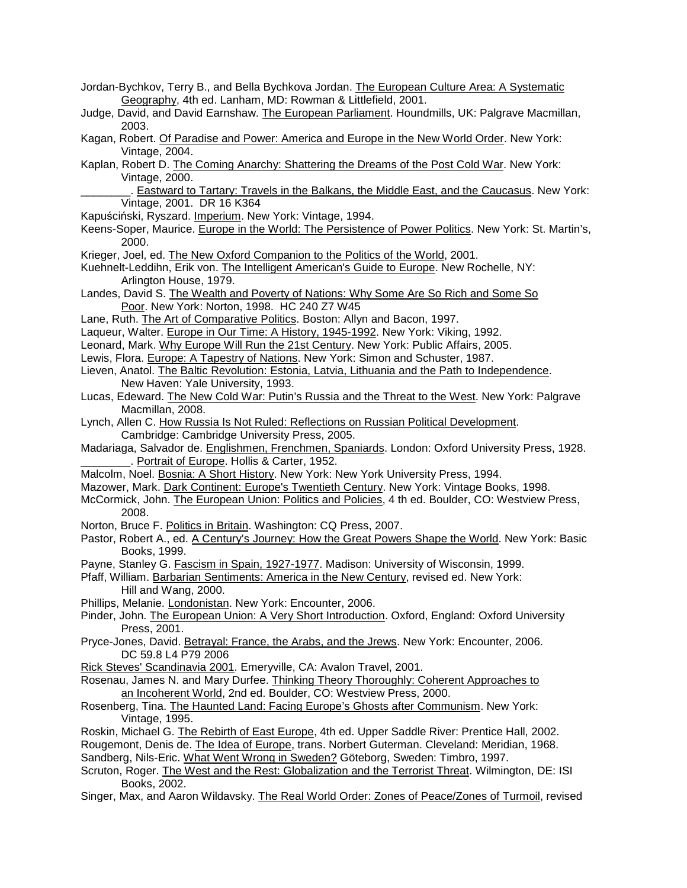Jordan-Bychkov, Terry B., and Bella Bychkova Jordan. The European Culture Area: A Systematic Geography, 4th ed. Lanham, MD: Rowman & Littlefield, 2001.

Judge, David, and David Earnshaw. The European Parliament. Houndmills, UK: Palgrave Macmillan, 2003.

Kagan, Robert. Of Paradise and Power: America and Europe in the New World Order. New York: Vintage, 2004.

Kaplan, Robert D. The Coming Anarchy: Shattering the Dreams of the Post Cold War. New York: Vintage, 2000.

________. Eastward to Tartary: Travels in the Balkans, the Middle East, and the Caucasus. New York: Vintage, 2001. DR 16 K364

Kapuściński, Ryszard. Imperium. New York: Vintage, 1994.

Keens-Soper, Maurice. Europe in the World: The Persistence of Power Politics. New York: St. Martin's, 2000.

Krieger, Joel, ed. The New Oxford Companion to the Politics of the World, 2001.

Kuehnelt-Leddihn, Erik von. The Intelligent American's Guide to Europe. New Rochelle, NY: Arlington House, 1979.

Landes, David S. The Wealth and Poverty of Nations: Why Some Are So Rich and Some So Poor. New York: Norton, 1998. HC 240 Z7 W45

Lane, Ruth. The Art of Comparative Politics. Boston: Allyn and Bacon, 1997.

Laqueur, Walter. Europe in Our Time: A History, 1945-1992. New York: Viking, 1992.

Leonard, Mark. Why Europe Will Run the 21st Century. New York: Public Affairs, 2005.

Lewis, Flora. Europe: A Tapestry of Nations. New York: Simon and Schuster, 1987.

Lieven, Anatol. The Baltic Revolution: Estonia, Latvia, Lithuania and the Path to Independence. New Haven: Yale University, 1993.

Lucas, Edeward. The New Cold War: Putin's Russia and the Threat to the West. New York: Palgrave Macmillan, 2008.

Lynch, Allen C. How Russia Is Not Ruled: Reflections on Russian Political Development. Cambridge: Cambridge University Press, 2005.

Madariaga, Salvador de. Englishmen, Frenchmen, Spaniards. London: Oxford University Press, 1928.

________. Portrait of Europe. Hollis & Carter, 1952.

Malcolm, Noel. Bosnia: A Short History. New York: New York University Press, 1994.

Mazower, Mark. Dark Continent: Europe's Twentieth Century. New York: Vintage Books, 1998.

McCormick, John. The European Union: Politics and Policies, 4 th ed. Boulder, CO: Westview Press, 2008.

Norton, Bruce F. Politics in Britain. Washington: CQ Press, 2007.

Pastor, Robert A., ed. A Century's Journey: How the Great Powers Shape the World. New York: Basic Books, 1999.

Payne, Stanley G. Fascism in Spain, 1927-1977. Madison: University of Wisconsin, 1999.

Pfaff, William. Barbarian Sentiments: America in the New Century, revised ed. New York: Hill and Wang, 2000.

Phillips, Melanie. Londonistan. New York: Encounter, 2006.

Pinder, John. The European Union: A Very Short Introduction. Oxford, England: Oxford University Press, 2001.

Pryce-Jones, David. Betrayal: France, the Arabs, and the Jrews. New York: Encounter, 2006. DC 59.8 L4 P79 2006

Rick Steves' Scandinavia 2001. Emeryville, CA: Avalon Travel, 2001.

Rosenau, James N. and Mary Durfee. Thinking Theory Thoroughly: Coherent Approaches to an Incoherent World, 2nd ed. Boulder, CO: Westview Press, 2000.

Rosenberg, Tina. The Haunted Land: Facing Europe's Ghosts after Communism. New York: Vintage, 1995.

Roskin, Michael G. The Rebirth of East Europe, 4th ed. Upper Saddle River: Prentice Hall, 2002.

Rougemont, Denis de. The Idea of Europe, trans. Norbert Guterman. Cleveland: Meridian, 1968.

Sandberg, Nils-Eric. What Went Wrong in Sweden? Göteborg, Sweden: Timbro, 1997.

Scruton, Roger. The West and the Rest: Globalization and the Terrorist Threat. Wilmington, DE: ISI Books, 2002.

Singer, Max, and Aaron Wildavsky. The Real World Order: Zones of Peace/Zones of Turmoil, revised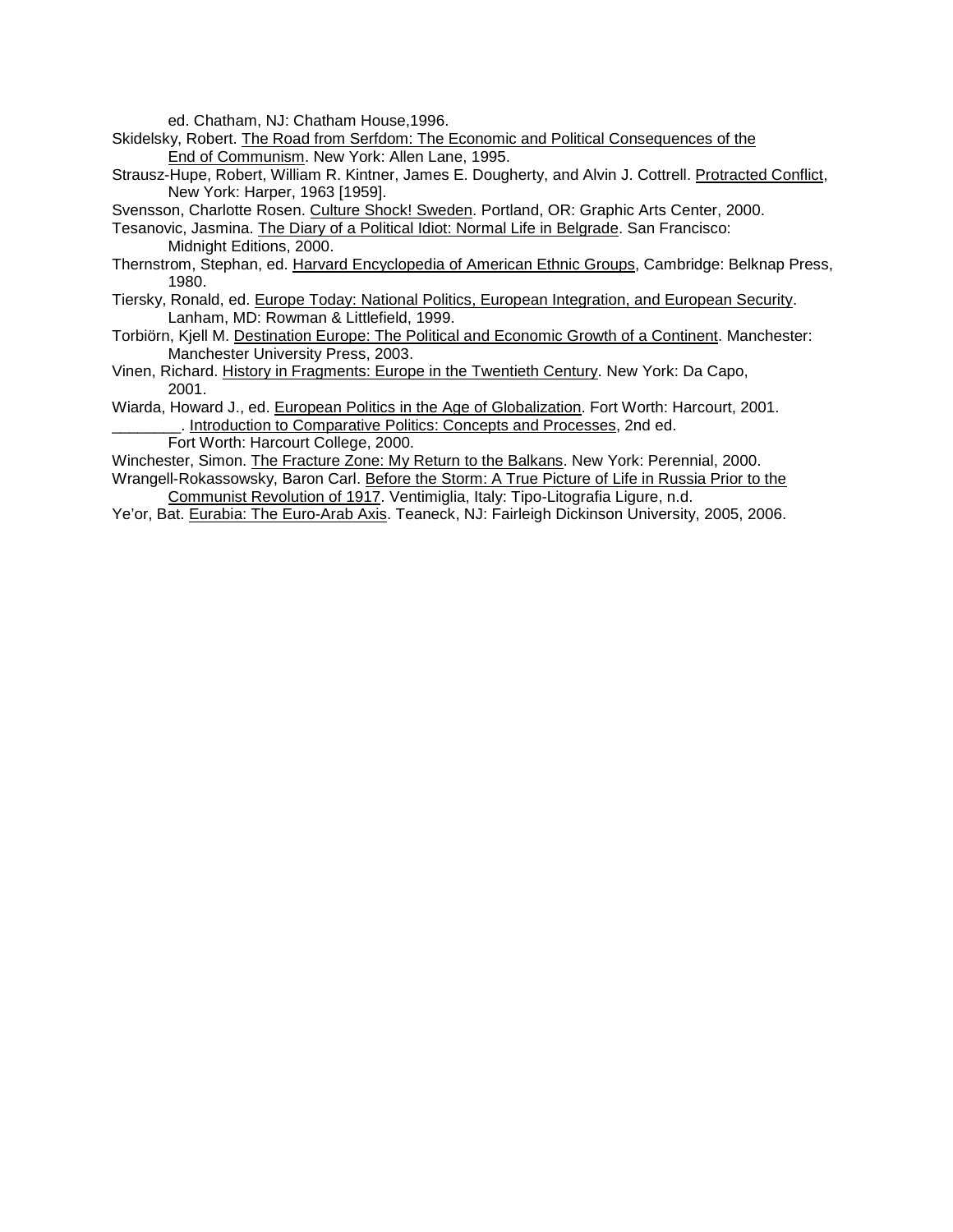ed. Chatham, NJ: Chatham House,1996.

Skidelsky, Robert. The Road from Serfdom: The Economic and Political Consequences of the End of Communism. New York: Allen Lane, 1995.

Strausz-Hupe, Robert, William R. Kintner, James E. Dougherty, and Alvin J. Cottrell. Protracted Conflict, New York: Harper, 1963 [1959].

Svensson, Charlotte Rosen. Culture Shock! Sweden. Portland, OR: Graphic Arts Center, 2000.

Tesanovic, Jasmina. The Diary of a Political Idiot: Normal Life in Belgrade. San Francisco: Midnight Editions, 2000.

Thernstrom, Stephan, ed. Harvard Encyclopedia of American Ethnic Groups, Cambridge: Belknap Press, 1980.

Tiersky, Ronald, ed. Europe Today: National Politics, European Integration, and European Security. Lanham, MD: Rowman & Littlefield, 1999.

Torbiörn, Kjell M. Destination Europe: The Political and Economic Growth of a Continent. Manchester: Manchester University Press, 2003.

Vinen, Richard. History in Fragments: Europe in the Twentieth Century. New York: Da Capo, 2001.

Wiarda, Howard J., ed. European Politics in the Age of Globalization. Fort Worth: Harcourt, 2001.

________. Introduction to Comparative Politics: Concepts and Processes, 2nd ed. Fort Worth: Harcourt College, 2000.

Winchester, Simon. The Fracture Zone: My Return to the Balkans. New York: Perennial, 2000.

Wrangell-Rokassowsky, Baron Carl. Before the Storm: A True Picture of Life in Russia Prior to the Communist Revolution of 1917. Ventimiglia, Italy: Tipo-Litografia Ligure, n.d.

Ye'or, Bat. Eurabia: The Euro-Arab Axis. Teaneck, NJ: Fairleigh Dickinson University, 2005, 2006.